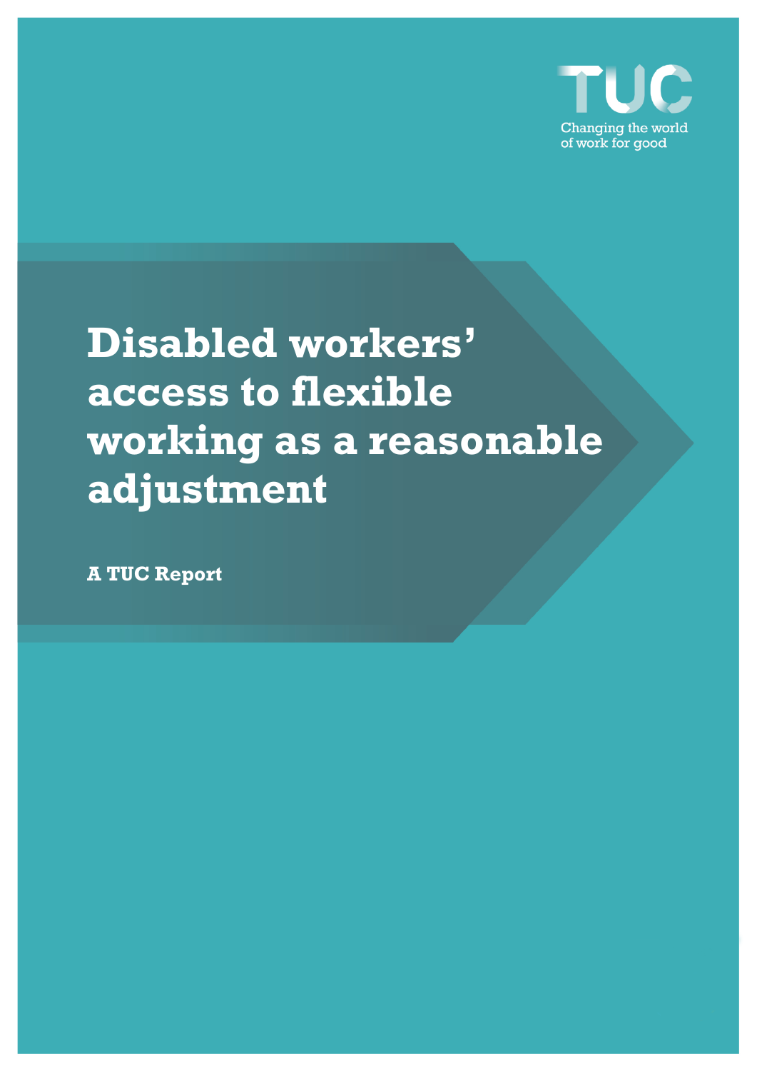TUC

Changing the world of work for good

# Disabled workers' access to flexible working as a reasonable adjustment

**A TUC Report**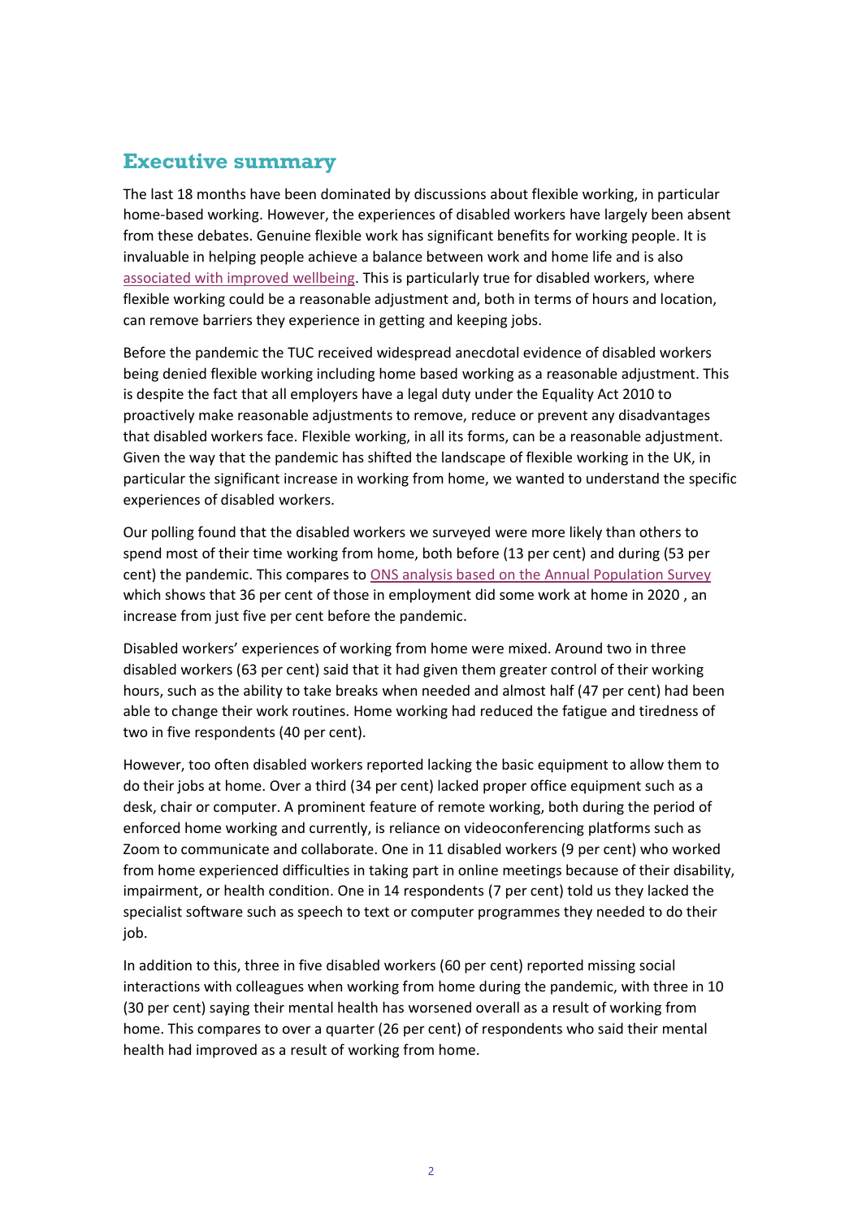## Executive summary

The last 18 months have been dominated by discussions about flexible working, in particular home-based working. However, the experiences of disabled workers have largely been absent from these debates. Genuine flexible work has significant benefits for working people. It is invaluable in helping people achieve a balance between work and home life and is also associated with improved wellbeing. This is particularly true for disabled workers, where flexible working could be a reasonable adjustment and, both in terms of hours and location, can remove barriers they experience in getting and keeping jobs.

Before the pandemic the TUC received widespread anecdotal evidence of disabled workers being denied flexible working including home based working as a reasonable adjustment. This is despite the fact that all employers have a legal duty under the Equality Act 2010 to proactively make reasonable adjustments to remove, reduce or prevent any disadvantages that disabled workers face. Flexible working, in all its forms, can be a reasonable adjustment. Given the way that the pandemic has shifted the landscape of flexible working in the UK, in particular the significant increase in working from home, we wanted to understand the specific experiences of disabled workers.

Our polling found that the disabled workers we surveyed were more likely than others to spend most of their time working from home, both before (13 per cent) and during (53 per cent) the pandemic. This compares to ONS analysis based on the Annual Population Survey which shows that 36 per cent of those in employment did some work at home in 2020 , an increase from just five per cent before the pandemic.

Disabled workers' experiences of working from home were mixed. Around two in three disabled workers (63 per cent) said that it had given them greater control of their working hours, such as the ability to take breaks when needed and almost half (47 per cent) had been able to change their work routines. Home working had reduced the fatigue and tiredness of two in five respondents (40 per cent).

However, too often disabled workers reported lacking the basic equipment to allow them to do their jobs at home. Over a third (34 per cent) lacked proper office equipment such as a desk, chair or computer. A prominent feature of remote working, both during the period of enforced home working and currently, is reliance on videoconferencing platforms such as Zoom to communicate and collaborate. One in 11 disabled workers (9 per cent) who worked from home experienced difficulties in taking part in online meetings because of their disability, impairment, or health condition. One in 14 respondents (7 per cent) told us they lacked the specialist software such as speech to text or computer programmes they needed to do their job.

In addition to this, three in five disabled workers (60 per cent) reported missing social interactions with colleagues when working from home during the pandemic, with three in 10 (30 per cent) saying their mental health has worsened overall as a result of working from home. This compares to over a quarter (26 per cent) of respondents who said their mental health had improved as a result of working from home.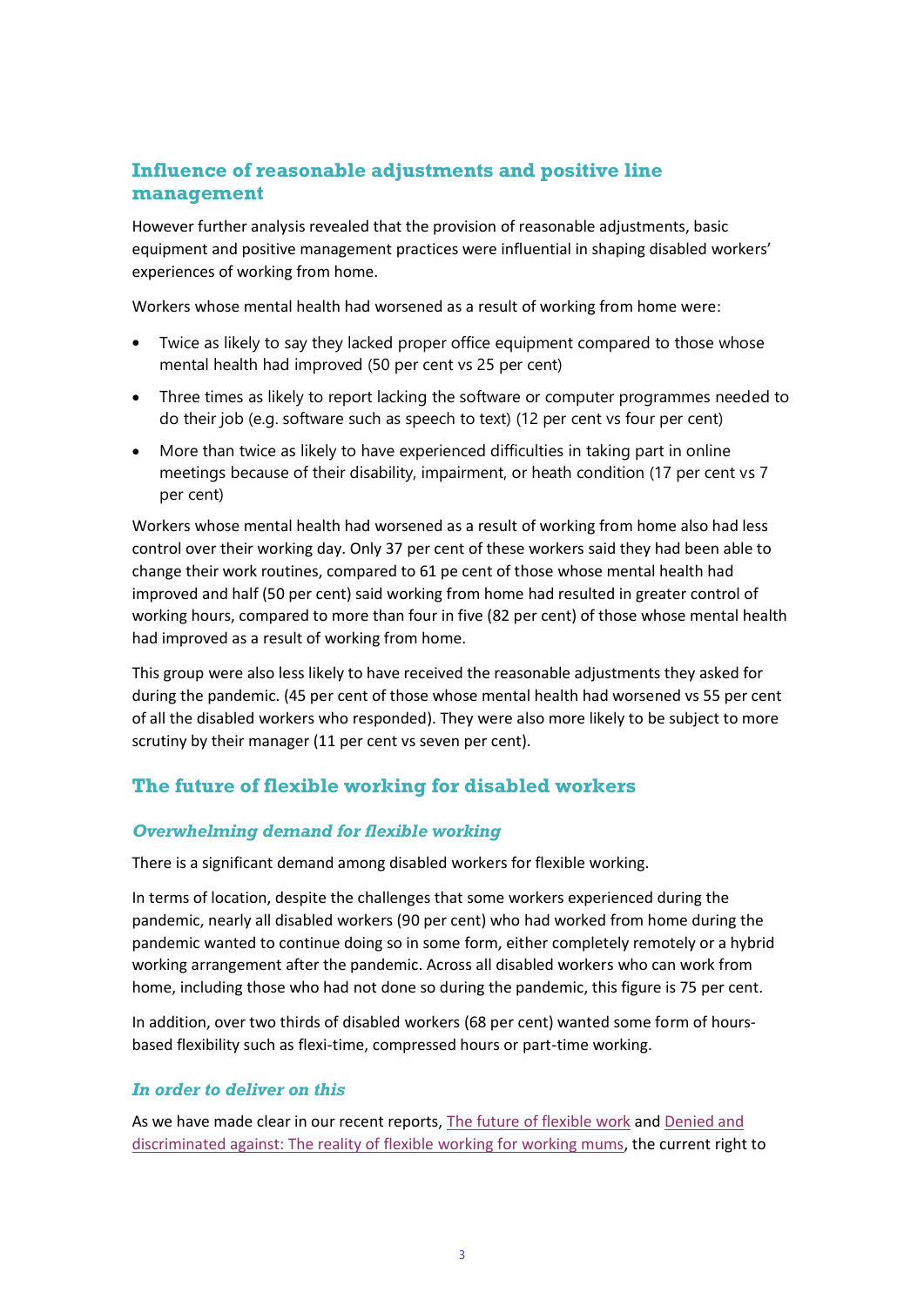## Influence of reasonable adjustments and positive line management

However further analysis revealed that the provision of reasonable adjustments, basic equipment and positive management practices were influential in shaping disabled workers' experiences of working from home.

Workers whose mental health had worsened as a result of working from home were:

- Twice as likely to say they lacked proper office equipment compared to those whose mental health had improved (50 per cent vs 25 per cent)
- Three times as likely to report lacking the software or computer programmes needed to do their job (e.g. software such as speech to text) (12 per cent vs four per cent)
- More than twice as likely to have experienced difficulties in taking part in online meetings because of their disability, impairment, or heath condition (17 per cent vs 7 per cent)

Workers whose mental health had worsened as a result of working from home also had less control over their working day. Only 37 per cent of these workers said they had been able to change their work routines, compared to 61 pe cent of those whose mental health had improved and half (50 per cent) said working from home had resulted in greater control of working hours, compared to more than four in five (82 per cent) of those whose mental health had improved as a result of working from home.

This group were also less likely to have received the reasonable adjustments they asked for during the pandemic. (45 per cent of those whose mental health had worsened vs 55 per cent of all the disabled workers who responded). They were also more likely to be subject to more scrutiny by their manager (11 per cent vs seven per cent).

## The future of flexible working for disabled workers

### *Overwhelming demand for flexible working*

There is a significant demand among disabled workers for flexible working.

In terms of location, despite the challenges that some workers experienced during the pandemic, nearly all disabled workers (90 per cent) who had worked from home during the pandemic wanted to continue doing so in some form, either completely remotely or a hybrid working arrangement after the pandemic. Across all disabled workers who can work from home, including those who had not done so during the pandemic, this figure is 75 per cent.

In addition, over two thirds of disabled workers (68 per cent) wanted some form of hours-based flexibility such as flexi-time, compressed hours or part-time working.

### *In order to deliver on this*

As we have made clear in our recent reports, The future of flexible work and Denied and discriminated against: The reality of flexible working for working mums, the current right to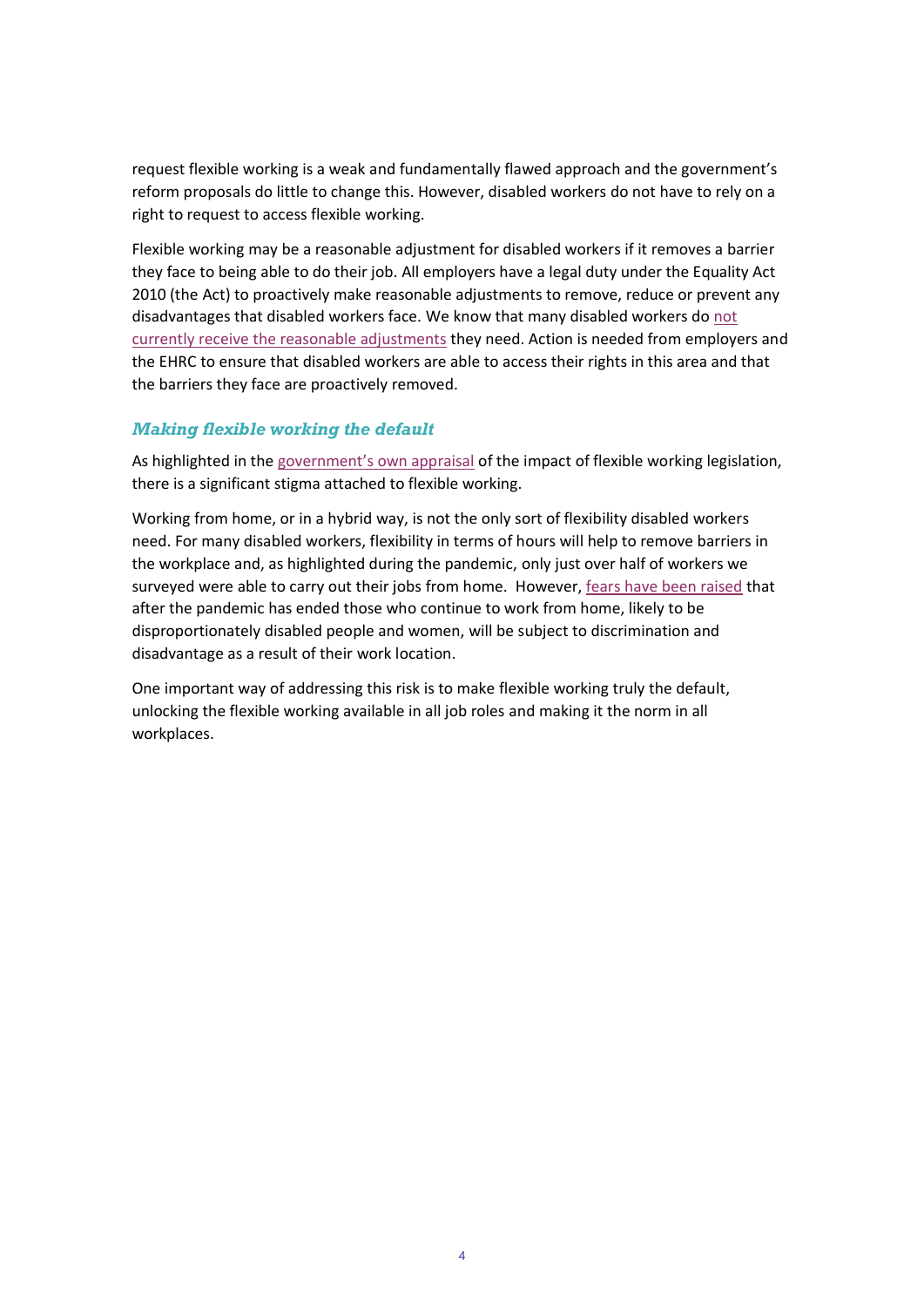request flexible working is a weak and fundamentally flawed approach and the government's reform proposals do little to change this. However, disabled workers do not have to rely on a right to request to access flexible working.

Flexible working may be a reasonable adjustment for disabled workers if it removes a barrier they face to being able to do their job. All employers have a legal duty under the Equality Act 2010 (the Act) to proactively make reasonable adjustments to remove, reduce or prevent any disadvantages that disabled workers face. We know that many disabled workers do not currently receive the reasonable adjustments they need. Action is needed from employers and the EHRC to ensure that disabled workers are able to access their rights in this area and that the barriers they face are proactively removed.

### *Making flexible working the default*

As highlighted in the government's own appraisal of the impact of flexible working legislation, there is a significant stigma attached to flexible working.

Working from home, or in a hybrid way, is not the only sort of flexibility disabled workers need. For many disabled workers, flexibility in terms of hours will help to remove barriers in the workplace and, as highlighted during the pandemic, only just over half of workers we surveyed were able to carry out their jobs from home. However, fears have been raised that after the pandemic has ended those who continue to work from home, likely to be disproportionately disabled people and women, will be subject to discrimination and disadvantage as a result of their work location.

One important way of addressing this risk is to make flexible working truly the default, unlocking the flexible working available in all job roles and making it the norm in all workplaces.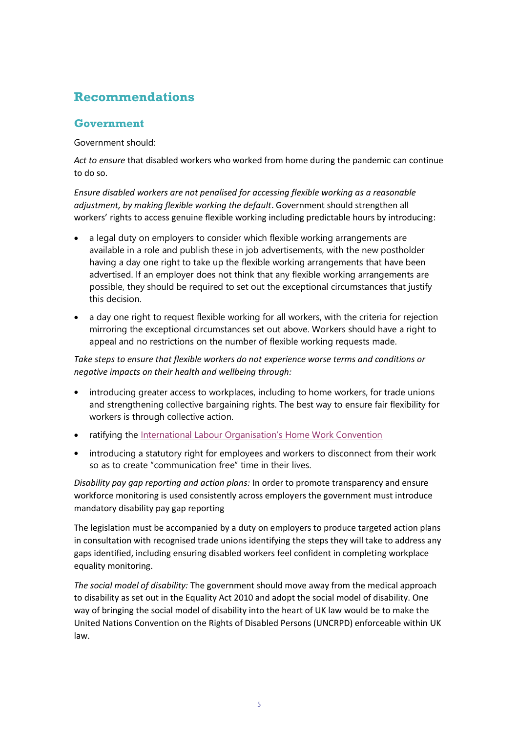# Recommendations

## Government

Government should:

*Act to ensure* that disabled workers who worked from home during the pandemic can continue to do so.

*Ensure disabled workers are not penalised for accessing flexible working as a reasonable adjustment, by making flexible working the default*. Government should strengthen all workers' rights to access genuine flexible working including predictable hours by introducing:

- a legal duty on employers to consider which flexible working arrangements are available in a role and publish these in job advertisements, with the new postholder having a day one right to take up the flexible working arrangements that have been advertised. If an employer does not think that any flexible working arrangements are possible, they should be required to set out the exceptional circumstances that justify this decision.
- a day one right to request flexible working for all workers, with the criteria for rejection mirroring the exceptional circumstances set out above. Workers should have a right to appeal and no restrictions on the number of flexible working requests made.

*Take steps to ensure that flexible workers do not experience worse terms and conditions or negative impacts on their health and wellbeing through:*

- introducing greater access to workplaces, including to home workers, for trade unions and strengthening collective bargaining rights. The best way to ensure fair flexibility for workers is through collective action.
- ratifying the International Labour Organisation's Home Work Convention
- introducing a statutory right for employees and workers to disconnect from their work so as to create "communication free" time in their lives.

*Disability pay gap reporting and action plans:* In order to promote transparency and ensure workforce monitoring is used consistently across employers the government must introduce mandatory disability pay gap reporting

The legislation must be accompanied by a duty on employers to produce targeted action plans in consultation with recognised trade unions identifying the steps they will take to address any gaps identified, including ensuring disabled workers feel confident in completing workplace equality monitoring.

*The social model of disability:* The government should move away from the medical approach to disability as set out in the Equality Act 2010 and adopt the social model of disability. One way of bringing the social model of disability into the heart of UK law would be to make the United Nations Convention on the Rights of Disabled Persons (UNCRPD) enforceable within UK law.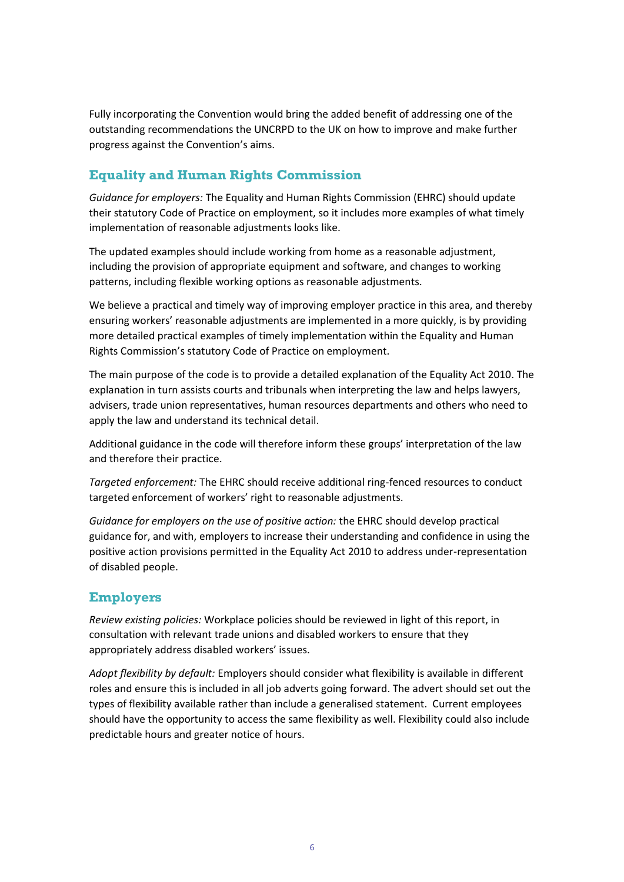Fully incorporating the Convention would bring the added benefit of addressing one of the outstanding recommendations the UNCRPD to the UK on how to improve and make further progress against the Convention's aims.

## Equality and Human Rights Commission

*Guidance for employers:* The Equality and Human Rights Commission (EHRC) should update their statutory Code of Practice on employment, so it includes more examples of what timely implementation of reasonable adjustments looks like.

The updated examples should include working from home as a reasonable adjustment, including the provision of appropriate equipment and software, and changes to working patterns, including flexible working options as reasonable adjustments.

We believe a practical and timely way of improving employer practice in this area, and thereby ensuring workers' reasonable adjustments are implemented in a more quickly, is by providing more detailed practical examples of timely implementation within the Equality and Human Rights Commission's statutory Code of Practice on employment.

The main purpose of the code is to provide a detailed explanation of the Equality Act 2010. The explanation in turn assists courts and tribunals when interpreting the law and helps lawyers, advisers, trade union representatives, human resources departments and others who need to apply the law and understand its technical detail.

Additional guidance in the code will therefore inform these groups' interpretation of the law and therefore their practice.

*Targeted enforcement:* The EHRC should receive additional ring-fenced resources to conduct targeted enforcement of workers' right to reasonable adjustments.

*Guidance for employers on the use of positive action:* the EHRC should develop practical guidance for, and with, employers to increase their understanding and confidence in using the positive action provisions permitted in the Equality Act 2010 to address under-representation of disabled people.

## Employers

*Review existing policies:* Workplace policies should be reviewed in light of this report, in consultation with relevant trade unions and disabled workers to ensure that they appropriately address disabled workers' issues.

*Adopt flexibility by default:* Employers should consider what flexibility is available in different roles and ensure this is included in all job adverts going forward. The advert should set out the types of flexibility available rather than include a generalised statement. Current employees should have the opportunity to access the same flexibility as well. Flexibility could also include predictable hours and greater notice of hours.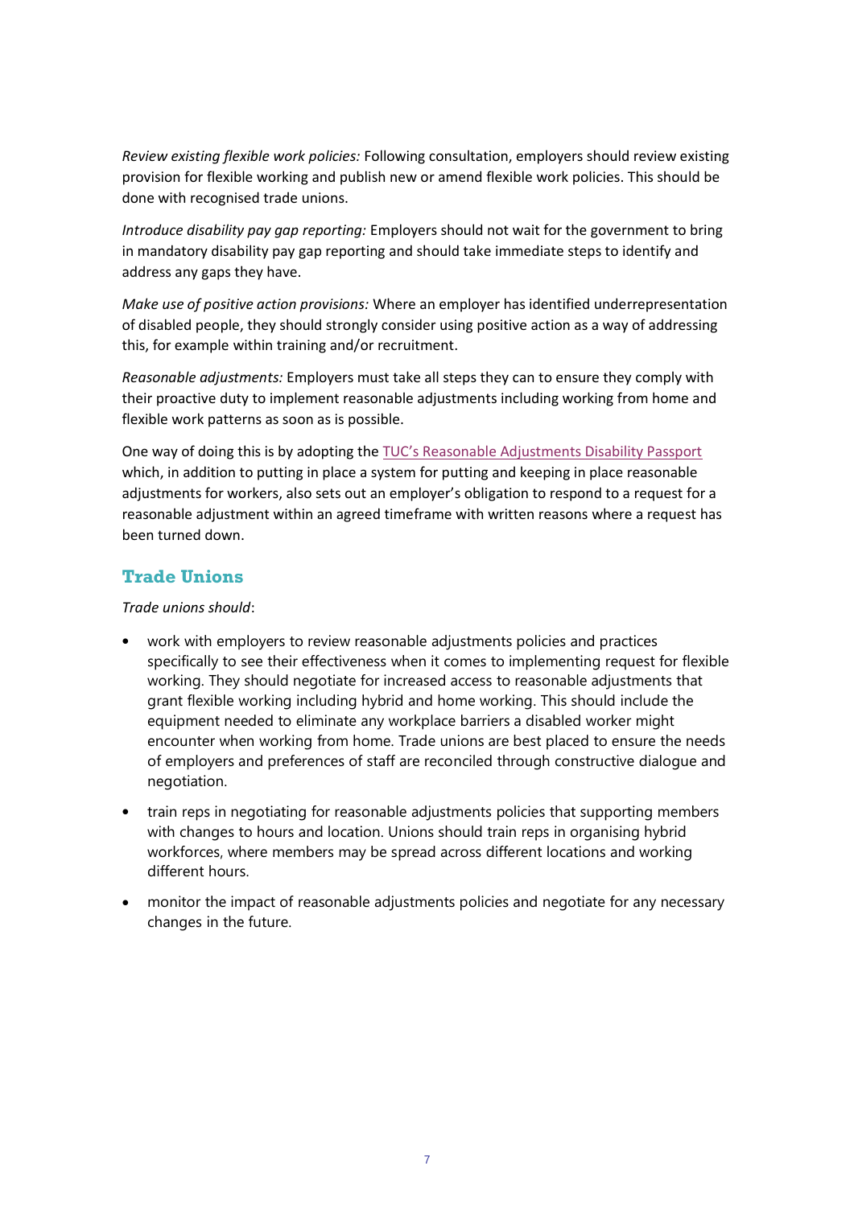*Review existing flexible work policies:* Following consultation, employers should review existing provision for flexible working and publish new or amend flexible work policies. This should be done with recognised trade unions.

*Introduce disability pay gap reporting:* Employers should not wait for the government to bring in mandatory disability pay gap reporting and should take immediate steps to identify and address any gaps they have.

*Make use of positive action provisions:* Where an employer has identified underrepresentation of disabled people, they should strongly consider using positive action as a way of addressing this, for example within training and/or recruitment.

*Reasonable adjustments:* Employers must take all steps they can to ensure they comply with their proactive duty to implement reasonable adjustments including working from home and flexible work patterns as soon as is possible.

One way of doing this is by adopting the TUC's Reasonable Adjustments Disability Passport which, in addition to putting in place a system for putting and keeping in place reasonable adjustments for workers, also sets out an employer's obligation to respond to a request for a reasonable adjustment within an agreed timeframe with written reasons where a request has been turned down.

## Trade Unions

*Trade unions should*:

- work with employers to review reasonable adjustments policies and practices specifically to see their effectiveness when it comes to implementing request for flexible working. They should negotiate for increased access to reasonable adjustments that grant flexible working including hybrid and home working. This should include the equipment needed to eliminate any workplace barriers a disabled worker might encounter when working from home. Trade unions are best placed to ensure the needs of employers and preferences of staff are reconciled through constructive dialogue and negotiation.
- train reps in negotiating for reasonable adjustments policies that supporting members with changes to hours and location. Unions should train reps in organising hybrid workforces, where members may be spread across different locations and working different hours.
- monitor the impact of reasonable adjustments policies and negotiate for any necessary changes in the future.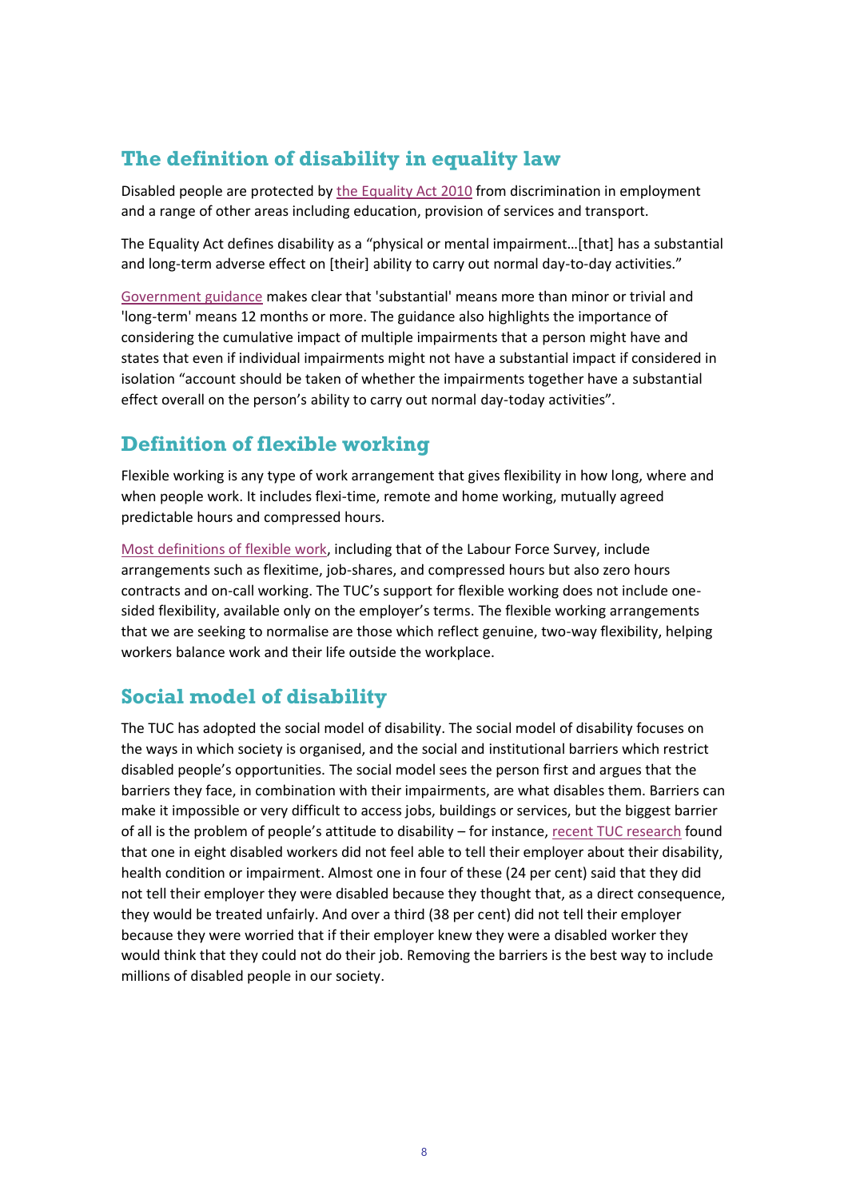## The definition of disability in equality law

Disabled people are protected by the Equality Act 2010 from discrimination in employment and a range of other areas including education, provision of services and transport.

The Equality Act defines disability as a "physical or mental impairment…[that] has a substantial and long-term adverse effect on [their] ability to carry out normal day-to-day activities."

Government guidance makes clear that 'substantial' means more than minor or trivial and 'long-term' means 12 months or more. The guidance also highlights the importance of considering the cumulative impact of multiple impairments that a person might have and states that even if individual impairments might not have a substantial impact if considered in isolation "account should be taken of whether the impairments together have a substantial effect overall on the person's ability to carry out normal day-today activities".

## Definition of flexible working

Flexible working is any type of work arrangement that gives flexibility in how long, where and when people work. It includes flexi-time, remote and home working, mutually agreed predictable hours and compressed hours.

Most definitions of flexible work, including that of the Labour Force Survey, include arrangements such as flexitime, job-shares, and compressed hours but also zero hours contracts and on-call working. The TUC's support for flexible working does not include one-sided flexibility, available only on the employer's terms. The flexible working arrangements that we are seeking to normalise are those which reflect genuine, two-way flexibility, helping workers balance work and their life outside the workplace.

## Social model of disability

The TUC has adopted the social model of disability. The social model of disability focuses on the ways in which society is organised, and the social and institutional barriers which restrict disabled people's opportunities. The social model sees the person first and argues that the barriers they face, in combination with their impairments, are what disables them. Barriers can make it impossible or very difficult to access jobs, buildings or services, but the biggest barrier of all is the problem of people's attitude to disability – for instance, recent TUC research found that one in eight disabled workers did not feel able to tell their employer about their disability, health condition or impairment. Almost one in four of these (24 per cent) said that they did not tell their employer they were disabled because they thought that, as a direct consequence, they would be treated unfairly. And over a third (38 per cent) did not tell their employer because they were worried that if their employer knew they were a disabled worker they would think that they could not do their job. Removing the barriers is the best way to include millions of disabled people in our society.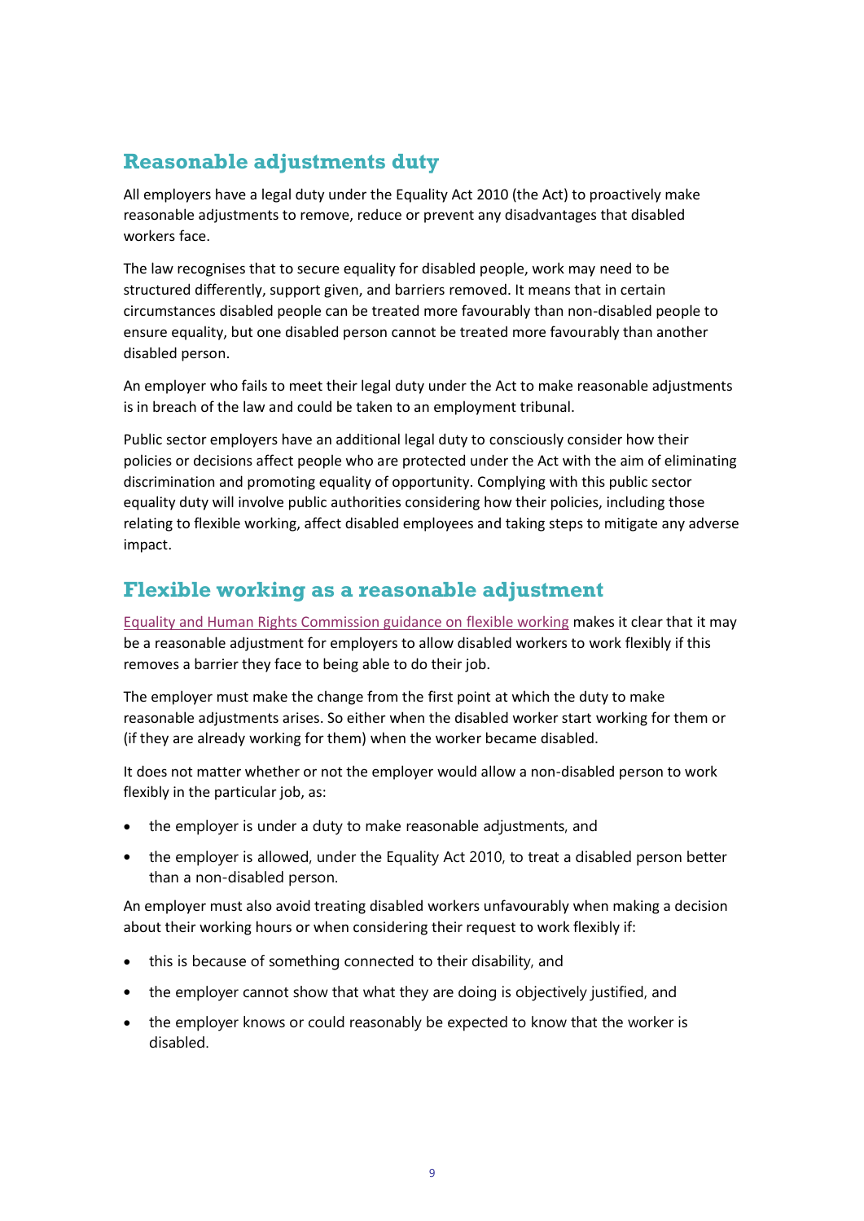## Reasonable adjustments duty

All employers have a legal duty under the Equality Act 2010 (the Act) to proactively make reasonable adjustments to remove, reduce or prevent any disadvantages that disabled workers face.

The law recognises that to secure equality for disabled people, work may need to be structured differently, support given, and barriers removed. It means that in certain circumstances disabled people can be treated more favourably than non-disabled people to ensure equality, but one disabled person cannot be treated more favourably than another disabled person.

An employer who fails to meet their legal duty under the Act to make reasonable adjustments is in breach of the law and could be taken to an employment tribunal.

Public sector employers have an additional legal duty to consciously consider how their policies or decisions affect people who are protected under the Act with the aim of eliminating discrimination and promoting equality of opportunity. Complying with this public sector equality duty will involve public authorities considering how their policies, including those relating to flexible working, affect disabled employees and taking steps to mitigate any adverse impact.

## Flexible working as a reasonable adjustment

Equality and Human Rights Commission guidance on flexible working makes it clear that it may be a reasonable adjustment for employers to allow disabled workers to work flexibly if this removes a barrier they face to being able to do their job.

The employer must make the change from the first point at which the duty to make reasonable adjustments arises. So either when the disabled worker start working for them or (if they are already working for them) when the worker became disabled.

It does not matter whether or not the employer would allow a non-disabled person to work flexibly in the particular job, as:

- the employer is under a duty to make reasonable adjustments, and
- the employer is allowed, under the Equality Act 2010, to treat a disabled person better than a non-disabled person.

An employer must also avoid treating disabled workers unfavourably when making a decision about their working hours or when considering their request to work flexibly if:

- this is because of something connected to their disability, and
- the employer cannot show that what they are doing is objectively justified, and
- the employer knows or could reasonably be expected to know that the worker is disabled.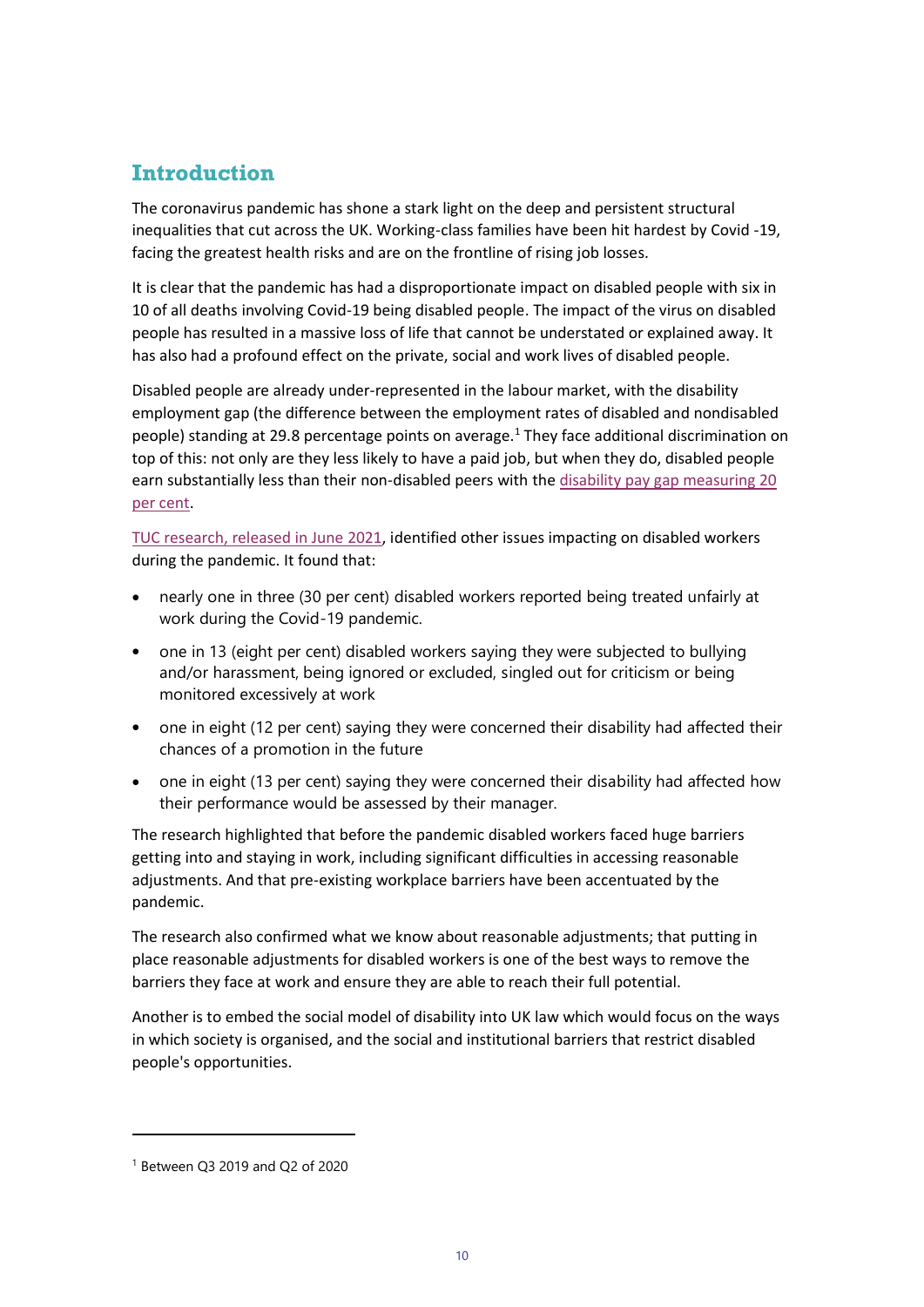## Introduction

The coronavirus pandemic has shone a stark light on the deep and persistent structural inequalities that cut across the UK. Working-class families have been hit hardest by Covid -19, facing the greatest health risks and are on the frontline of rising job losses.

It is clear that the pandemic has had a disproportionate impact on disabled people with six in 10 of all deaths involving Covid-19 being disabled people. The impact of the virus on disabled people has resulted in a massive loss of life that cannot be understated or explained away. It has also had a profound effect on the private, social and work lives of disabled people.

Disabled people are already under-represented in the labour market, with the disability employment gap (the difference between the employment rates of disabled and nondisabled people) standing at 29.8 percentage points on average.[1] They face additional discrimination on top of this: not only are they less likely to have a paid job, but when they do, disabled people earn substantially less than their non-disabled peers with the disability pay gap measuring 20 per cent.

TUC research, released in June 2021, identified other issues impacting on disabled workers during the pandemic. It found that:

- nearly one in three (30 per cent) disabled workers reported being treated unfairly at work during the Covid-19 pandemic.
- one in 13 (eight per cent) disabled workers saying they were subjected to bullying and/or harassment, being ignored or excluded, singled out for criticism or being monitored excessively at work
- one in eight (12 per cent) saying they were concerned their disability had affected their chances of a promotion in the future
- one in eight (13 per cent) saying they were concerned their disability had affected how their performance would be assessed by their manager.

The research highlighted that before the pandemic disabled workers faced huge barriers getting into and staying in work, including significant difficulties in accessing reasonable adjustments. And that pre-existing workplace barriers have been accentuated by the pandemic.

The research also confirmed what we know about reasonable adjustments; that putting in place reasonable adjustments for disabled workers is one of the best ways to remove the barriers they face at work and ensure they are able to reach their full potential.

Another is to embed the social model of disability into UK law which would focus on the ways in which society is organised, and the social and institutional barriers that restrict disabled people's opportunities.

---

[1] Between Q3 2019 and Q2 of 2020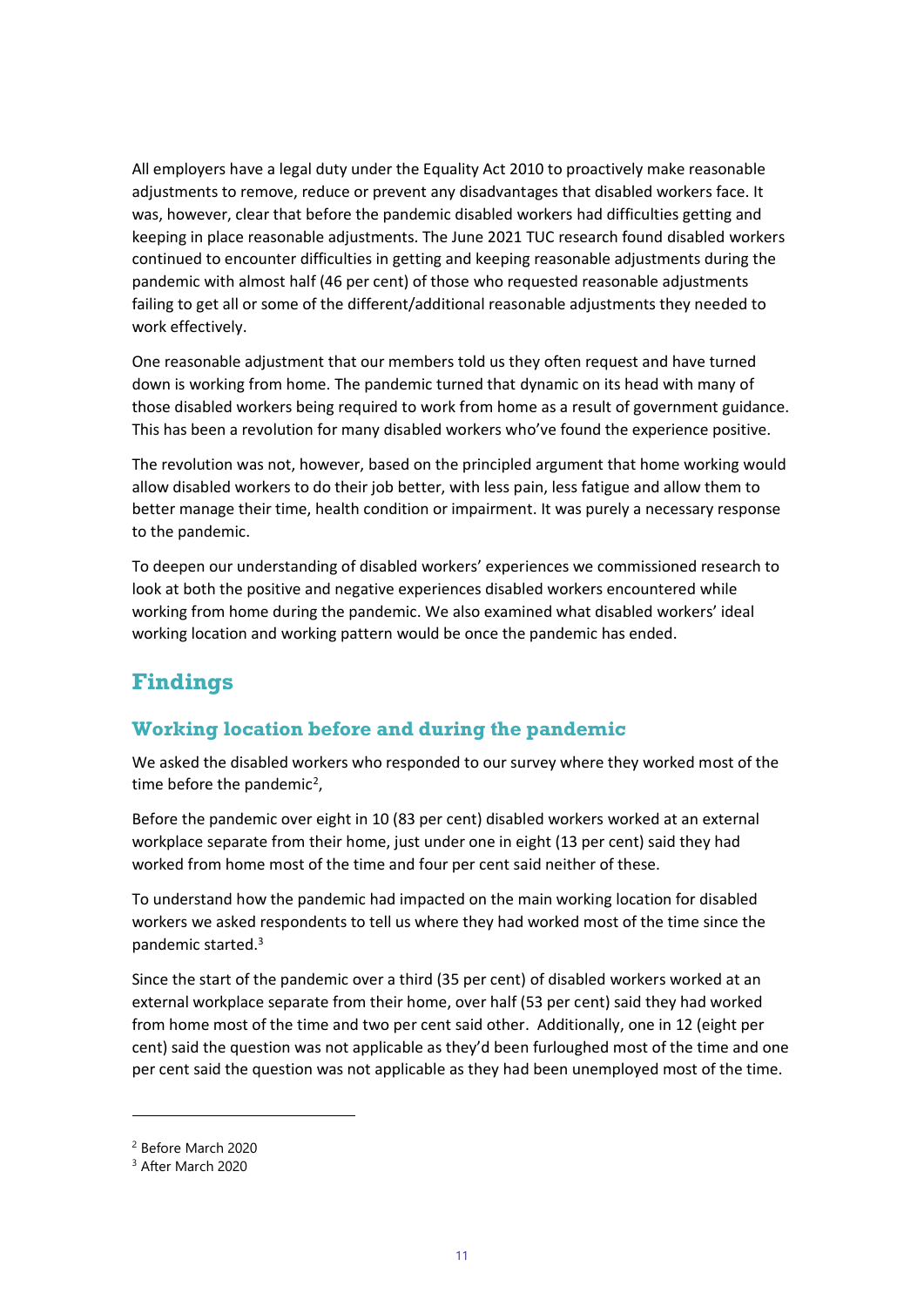All employers have a legal duty under the Equality Act 2010 to proactively make reasonable adjustments to remove, reduce or prevent any disadvantages that disabled workers face. It was, however, clear that before the pandemic disabled workers had difficulties getting and keeping in place reasonable adjustments. The June 2021 TUC research found disabled workers continued to encounter difficulties in getting and keeping reasonable adjustments during the pandemic with almost half (46 per cent) of those who requested reasonable adjustments failing to get all or some of the different/additional reasonable adjustments they needed to work effectively.

One reasonable adjustment that our members told us they often request and have turned down is working from home. The pandemic turned that dynamic on its head with many of those disabled workers being required to work from home as a result of government guidance. This has been a revolution for many disabled workers who've found the experience positive.

The revolution was not, however, based on the principled argument that home working would allow disabled workers to do their job better, with less pain, less fatigue and allow them to better manage their time, health condition or impairment. It was purely a necessary response to the pandemic.

To deepen our understanding of disabled workers' experiences we commissioned research to look at both the positive and negative experiences disabled workers encountered while working from home during the pandemic. We also examined what disabled workers' ideal working location and working pattern would be once the pandemic has ended.

## Findings

### Working location before and during the pandemic

We asked the disabled workers who responded to our survey where they worked most of the time before the pandemic[2],

Before the pandemic over eight in 10 (83 per cent) disabled workers worked at an external workplace separate from their home, just under one in eight (13 per cent) said they had worked from home most of the time and four per cent said neither of these.

To understand how the pandemic had impacted on the main working location for disabled workers we asked respondents to tell us where they had worked most of the time since the pandemic started.[3]

Since the start of the pandemic over a third (35 per cent) of disabled workers worked at an external workplace separate from their home, over half (53 per cent) said they had worked from home most of the time and two per cent said other. Additionally, one in 12 (eight per cent) said the question was not applicable as they'd been furloughed most of the time and one per cent said the question was not applicable as they had been unemployed most of the time.

[2] Before March 2020

[3] After March 2020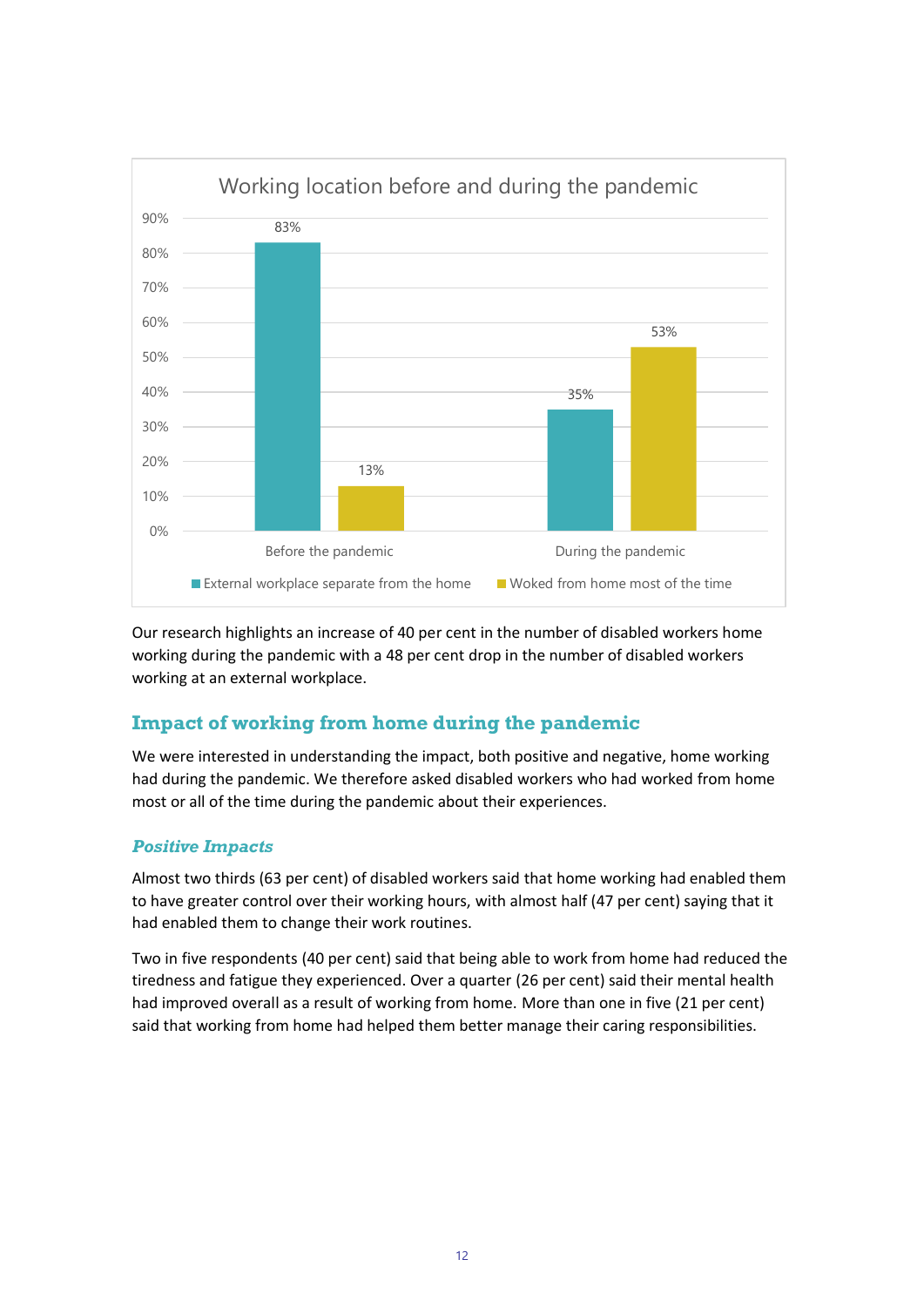Working location before and during the pandemic

| | External workplace separate from the home | Woked from home most of the time |
|---|---|---|
| Before the pandemic | 83% | 13% |
| During the pandemic | 35% | 53% |

Our research highlights an increase of 40 per cent in the number of disabled workers home working during the pandemic with a 48 per cent drop in the number of disabled workers working at an external workplace.

## Impact of working from home during the pandemic

We were interested in understanding the impact, both positive and negative, home working had during the pandemic. We therefore asked disabled workers who had worked from home most or all of the time during the pandemic about their experiences.

### *Positive Impacts*

Almost two thirds (63 per cent) of disabled workers said that home working had enabled them to have greater control over their working hours, with almost half (47 per cent) saying that it had enabled them to change their work routines.

Two in five respondents (40 per cent) said that being able to work from home had reduced the tiredness and fatigue they experienced. Over a quarter (26 per cent) said their mental health had improved overall as a result of working from home. More than one in five (21 per cent) said that working from home had helped them better manage their caring responsibilities.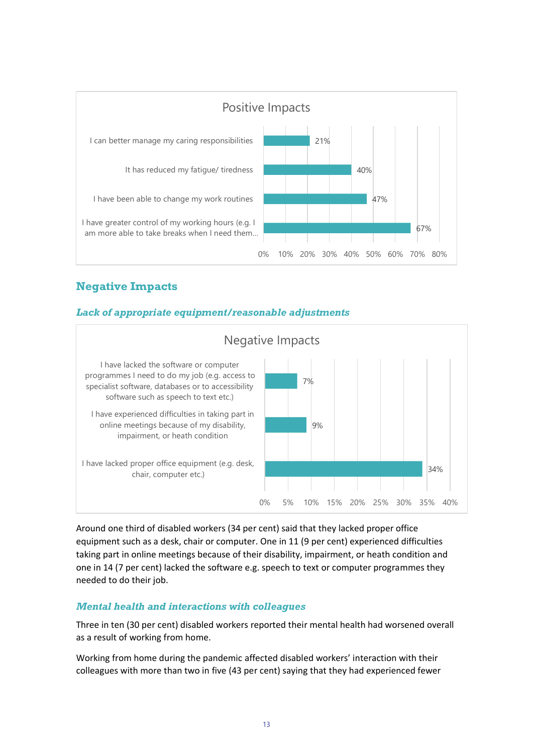**Positive Impacts**

| Positive Impacts | % |
|---|---|
| I can better manage my caring responsibilities | 21% |
| It has reduced my fatigue/ tiredness | 40% |
| I have been able to change my work routines | 47% |
| I have greater control of my working hours (e.g. I am more able to take breaks when I need them... | 67% |

## Negative Impacts

### *Lack of appropriate equipment/reasonable adjustments*

**Negative Impacts**

| Negative Impacts | % |
|---|---|
| I have lacked the software or computer programmes I need to do my job (e.g. access to specialist software, databases or to accessibility software such as speech to text etc.) | 7% |
| I have experienced difficulties in taking part in online meetings because of my disability, impairment, or heath condition | 9% |
| I have lacked proper office equipment (e.g. desk, chair, computer etc.) | 34% |

Around one third of disabled workers (34 per cent) said that they lacked proper office equipment such as a desk, chair or computer. One in 11 (9 per cent) experienced difficulties taking part in online meetings because of their disability, impairment, or heath condition and one in 14 (7 per cent) lacked the software e.g. speech to text or computer programmes they needed to do their job.

### *Mental health and interactions with colleagues*

Three in ten (30 per cent) disabled workers reported their mental health had worsened overall as a result of working from home.

Working from home during the pandemic affected disabled workers' interaction with their colleagues with more than two in five (43 per cent) saying that they had experienced fewer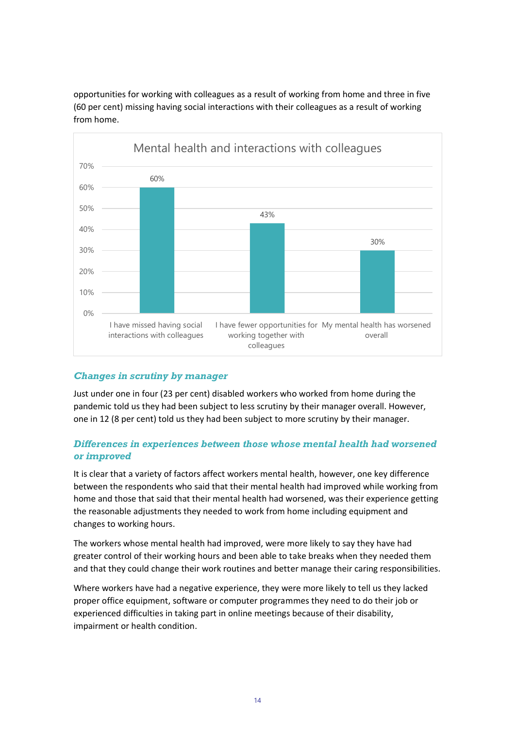opportunities for working with colleagues as a result of working from home and three in five (60 per cent) missing having social interactions with their colleagues as a result of working from home.

**Mental health and interactions with colleagues**

| | Per cent |
|---|---|
| I have missed having social interactions with colleagues | 60% |
| I have fewer opportunities for working together with colleagues | 43% |
| My mental health has worsened overall | 30% |

### *Changes in scrutiny by manager*

Just under one in four (23 per cent) disabled workers who worked from home during the pandemic told us they had been subject to less scrutiny by their manager overall. However, one in 12 (8 per cent) told us they had been subject to more scrutiny by their manager.

### *Differences in experiences between those whose mental health had worsened or improved*

It is clear that a variety of factors affect workers mental health, however, one key difference between the respondents who said that their mental health had improved while working from home and those that said that their mental health had worsened, was their experience getting the reasonable adjustments they needed to work from home including equipment and changes to working hours.

The workers whose mental health had improved, were more likely to say they have had greater control of their working hours and been able to take breaks when they needed them and that they could change their work routines and better manage their caring responsibilities.

Where workers have had a negative experience, they were more likely to tell us they lacked proper office equipment, software or computer programmes they need to do their job or experienced difficulties in taking part in online meetings because of their disability, impairment or health condition.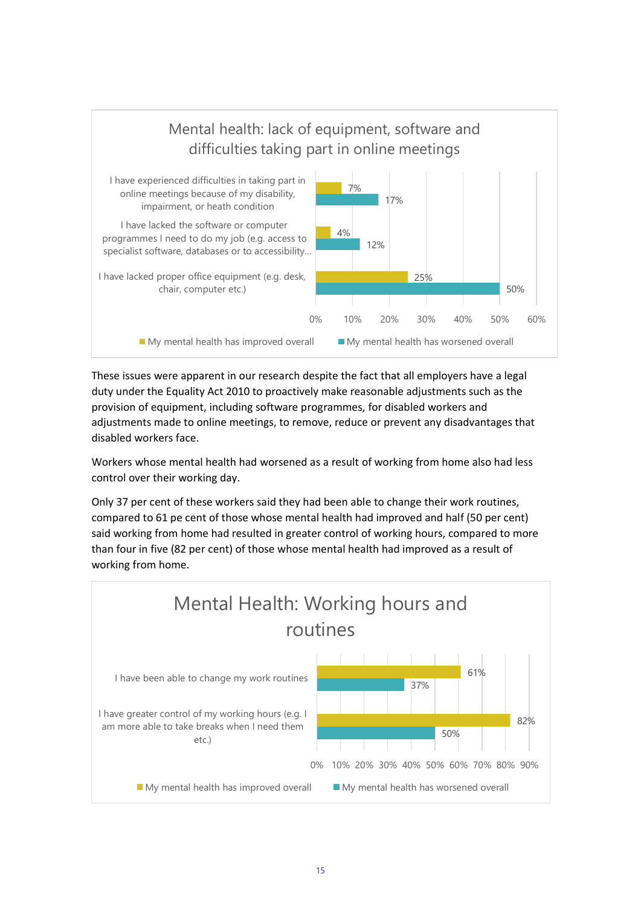**Mental health: lack of equipment, software and difficulties taking part in online meetings**

| | My mental health has improved overall | My mental health has worsened overall |
|---|---|---|
| I have experienced difficulties in taking part in online meetings because of my disability, impairment, or heath condition | 7% | 17% |
| I have lacked the software or computer programmes I need to do my job (e.g. access to specialist software, databases or to accessibility... | 4% | 12% |
| I have lacked proper office equipment (e.g. desk, chair, computer etc.) | 25% | 50% |

These issues were apparent in our research despite the fact that all employers have a legal duty under the Equality Act 2010 to proactively make reasonable adjustments such as the provision of equipment, including software programmes, for disabled workers and adjustments made to online meetings, to remove, reduce or prevent any disadvantages that disabled workers face.

Workers whose mental health had worsened as a result of working from home also had less control over their working day.

Only 37 per cent of these workers said they had been able to change their work routines, compared to 61 pe cent of those whose mental health had improved and half (50 per cent) said working from home had resulted in greater control of working hours, compared to more than four in five (82 per cent) of those whose mental health had improved as a result of working from home.

**Mental Health: Working hours and routines**

| | My mental health has improved overall | My mental health has worsened overall |
|---|---|---|
| I have been able to change my work routines | 61% | 37% |
| I have greater control of my working hours (e.g. I am more able to take breaks when I need them etc.) | 82% | 50% |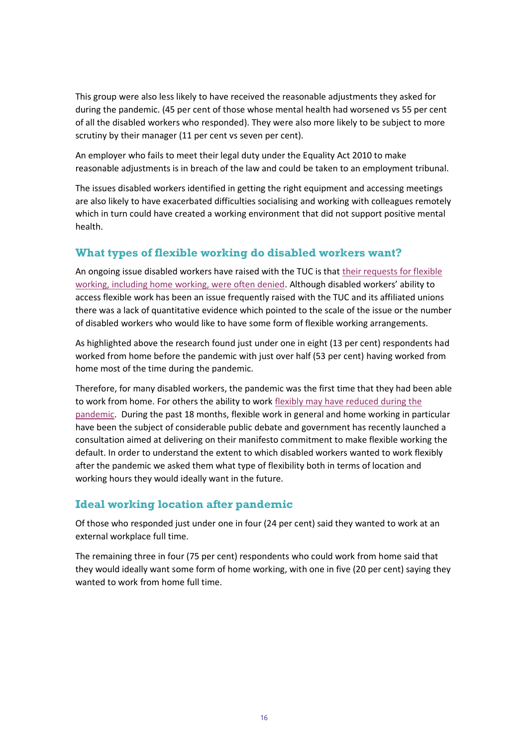This group were also less likely to have received the reasonable adjustments they asked for during the pandemic. (45 per cent of those whose mental health had worsened vs 55 per cent of all the disabled workers who responded). They were also more likely to be subject to more scrutiny by their manager (11 per cent vs seven per cent).

An employer who fails to meet their legal duty under the Equality Act 2010 to make reasonable adjustments is in breach of the law and could be taken to an employment tribunal.

The issues disabled workers identified in getting the right equipment and accessing meetings are also likely to have exacerbated difficulties socialising and working with colleagues remotely which in turn could have created a working environment that did not support positive mental health.

## What types of flexible working do disabled workers want?

An ongoing issue disabled workers have raised with the TUC is that their requests for flexible working, including home working, were often denied. Although disabled workers' ability to access flexible work has been an issue frequently raised with the TUC and its affiliated unions there was a lack of quantitative evidence which pointed to the scale of the issue or the number of disabled workers who would like to have some form of flexible working arrangements.

As highlighted above the research found just under one in eight (13 per cent) respondents had worked from home before the pandemic with just over half (53 per cent) having worked from home most of the time during the pandemic.

Therefore, for many disabled workers, the pandemic was the first time that they had been able to work from home. For others the ability to work flexibly may have reduced during the pandemic. During the past 18 months, flexible work in general and home working in particular have been the subject of considerable public debate and government has recently launched a consultation aimed at delivering on their manifesto commitment to make flexible working the default. In order to understand the extent to which disabled workers wanted to work flexibly after the pandemic we asked them what type of flexibility both in terms of location and working hours they would ideally want in the future.

## Ideal working location after pandemic

Of those who responded just under one in four (24 per cent) said they wanted to work at an external workplace full time.

The remaining three in four (75 per cent) respondents who could work from home said that they would ideally want some form of home working, with one in five (20 per cent) saying they wanted to work from home full time.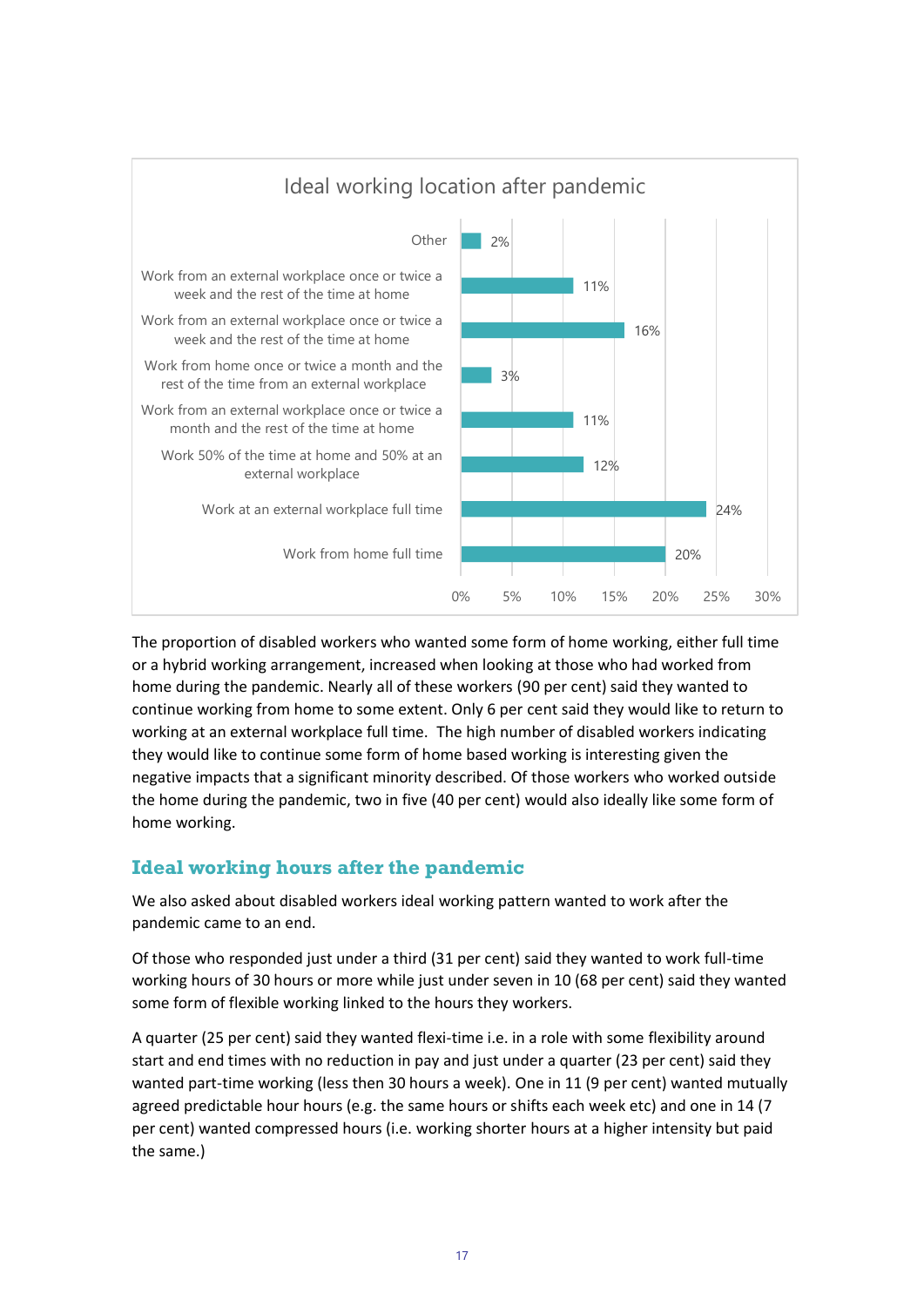**Ideal working location after pandemic**

| Ideal working location | Per cent |
|---|---|
| Other | 2% |
| Work from an external workplace once or twice a week and the rest of the time at home | 11% |
| Work from an external workplace once or twice a week and the rest of the time at home | 16% |
| Work from home once or twice a month and the rest of the time from an external workplace | 3% |
| Work from an external workplace once or twice a month and the rest of the time at home | 11% |
| Work 50% of the time at home and 50% at an external workplace | 12% |
| Work at an external workplace full time | 24% |
| Work from home full time | 20% |

The proportion of disabled workers who wanted some form of home working, either full time or a hybrid working arrangement, increased when looking at those who had worked from home during the pandemic. Nearly all of these workers (90 per cent) said they wanted to continue working from home to some extent. Only 6 per cent said they would like to return to working at an external workplace full time. The high number of disabled workers indicating they would like to continue some form of home based working is interesting given the negative impacts that a significant minority described. Of those workers who worked outside the home during the pandemic, two in five (40 per cent) would also ideally like some form of home working.

## Ideal working hours after the pandemic

We also asked about disabled workers ideal working pattern wanted to work after the pandemic came to an end.

Of those who responded just under a third (31 per cent) said they wanted to work full-time working hours of 30 hours or more while just under seven in 10 (68 per cent) said they wanted some form of flexible working linked to the hours they workers.

A quarter (25 per cent) said they wanted flexi-time i.e. in a role with some flexibility around start and end times with no reduction in pay and just under a quarter (23 per cent) said they wanted part-time working (less then 30 hours a week). One in 11 (9 per cent) wanted mutually agreed predictable hour hours (e.g. the same hours or shifts each week etc) and one in 14 (7 per cent) wanted compressed hours (i.e. working shorter hours at a higher intensity but paid the same.)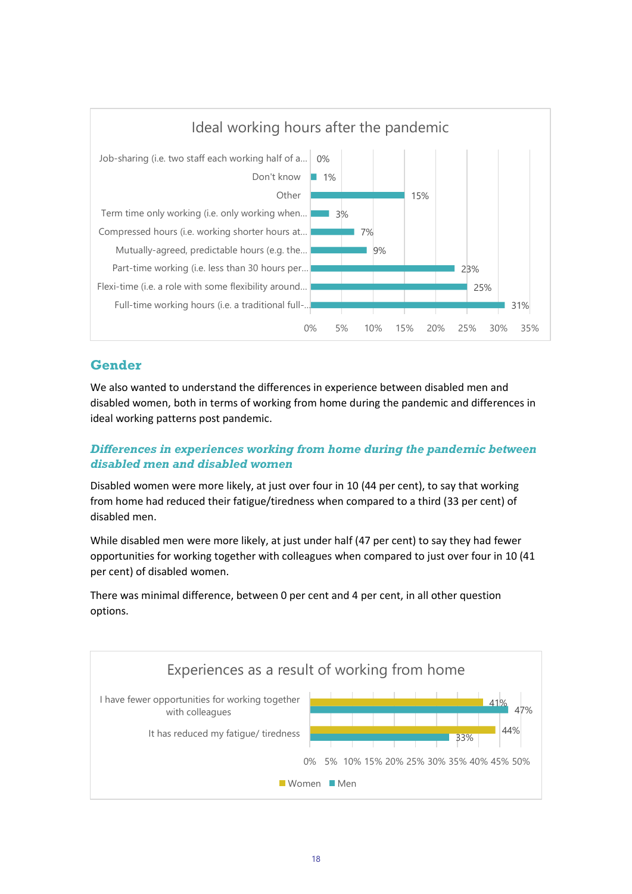**Ideal working hours after the pandemic**

| Working hours | Percentage |
|---|---|
| Job-sharing (i.e. two staff each working half of a... | 0% |
| Don't know | 1% |
| Other | 15% |
| Term time only working (i.e. only working when... | 3% |
| Compressed hours (i.e. working shorter hours at... | 7% |
| Mutually-agreed, predictable hours (e.g. the... | 9% |
| Part-time working (i.e. less than 30 hours per... | 23% |
| Flexi-time (i.e. a role with some flexibility around... | 25% |
| Full-time working hours (i.e. a traditional full-... | 31% |

## Gender

We also wanted to understand the differences in experience between disabled men and disabled women, both in terms of working from home during the pandemic and differences in ideal working patterns post pandemic.

### *Differences in experiences working from home during the pandemic between disabled men and disabled women*

Disabled women were more likely, at just over four in 10 (44 per cent), to say that working from home had reduced their fatigue/tiredness when compared to a third (33 per cent) of disabled men.

While disabled men were more likely, at just under half (47 per cent) to say they had fewer opportunities for working together with colleagues when compared to just over four in 10 (41 per cent) of disabled women.

There was minimal difference, between 0 per cent and 4 per cent, in all other question options.

**Experiences as a result of working from home**

| Experience | Women | Men |
|---|---|---|
| I have fewer opportunities for working together with colleagues | 41% | 47% |
| It has reduced my fatigue/ tiredness | 44% | 33% |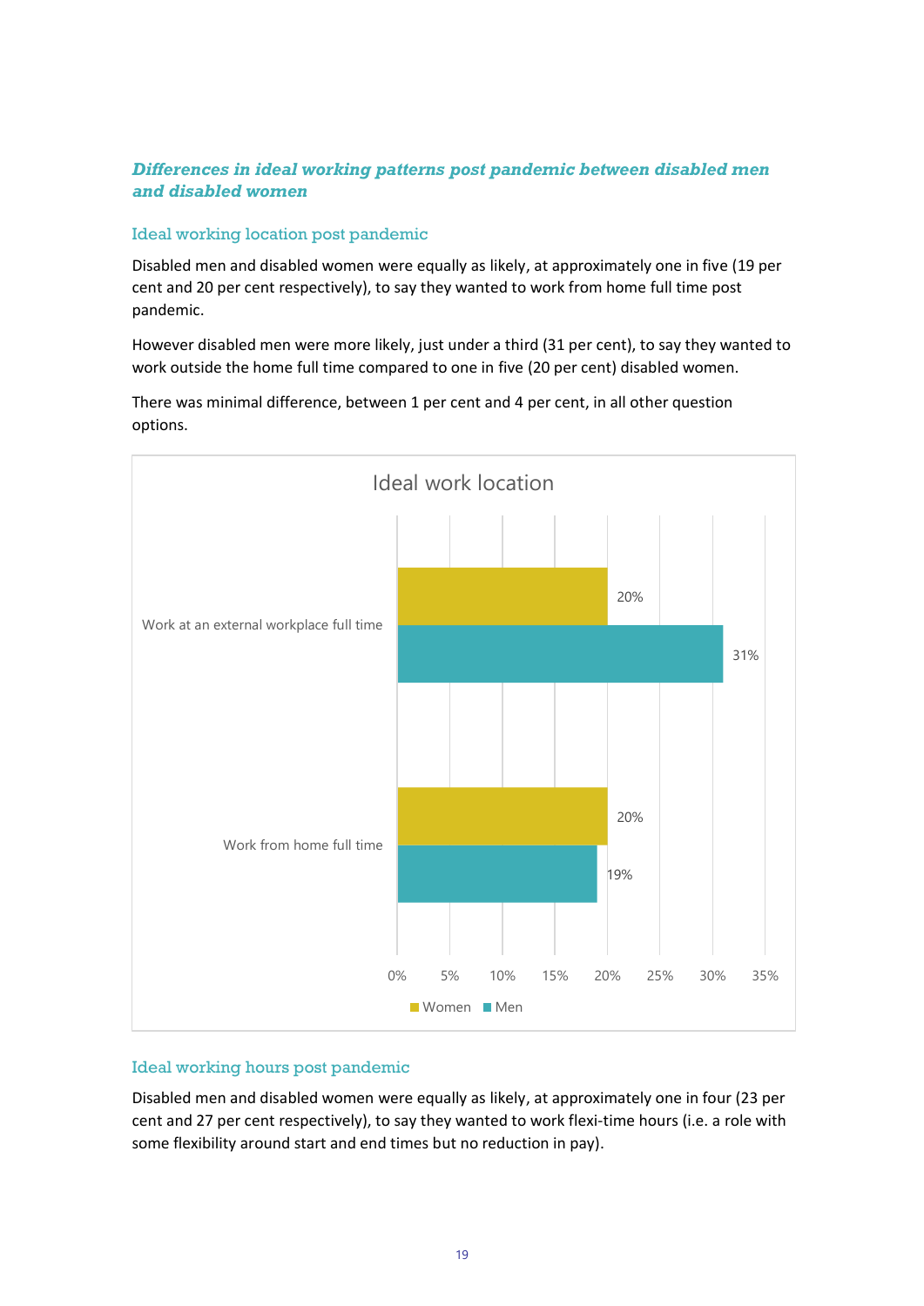### *Differences in ideal working patterns post pandemic between disabled men and disabled women*

#### Ideal working location post pandemic

Disabled men and disabled women were equally as likely, at approximately one in five (19 per cent and 20 per cent respectively), to say they wanted to work from home full time post pandemic.

However disabled men were more likely, just under a third (31 per cent), to say they wanted to work outside the home full time compared to one in five (20 per cent) disabled women.

There was minimal difference, between 1 per cent and 4 per cent, in all other question options.

**Ideal work location**

| | Women | Men |
|---|---|---|
| Work at an external workplace full time | 20% | 31% |
| Work from home full time | 20% | 19% |

#### Ideal working hours post pandemic

Disabled men and disabled women were equally as likely, at approximately one in four (23 per cent and 27 per cent respectively), to say they wanted to work flexi-time hours (i.e. a role with some flexibility around start and end times but no reduction in pay).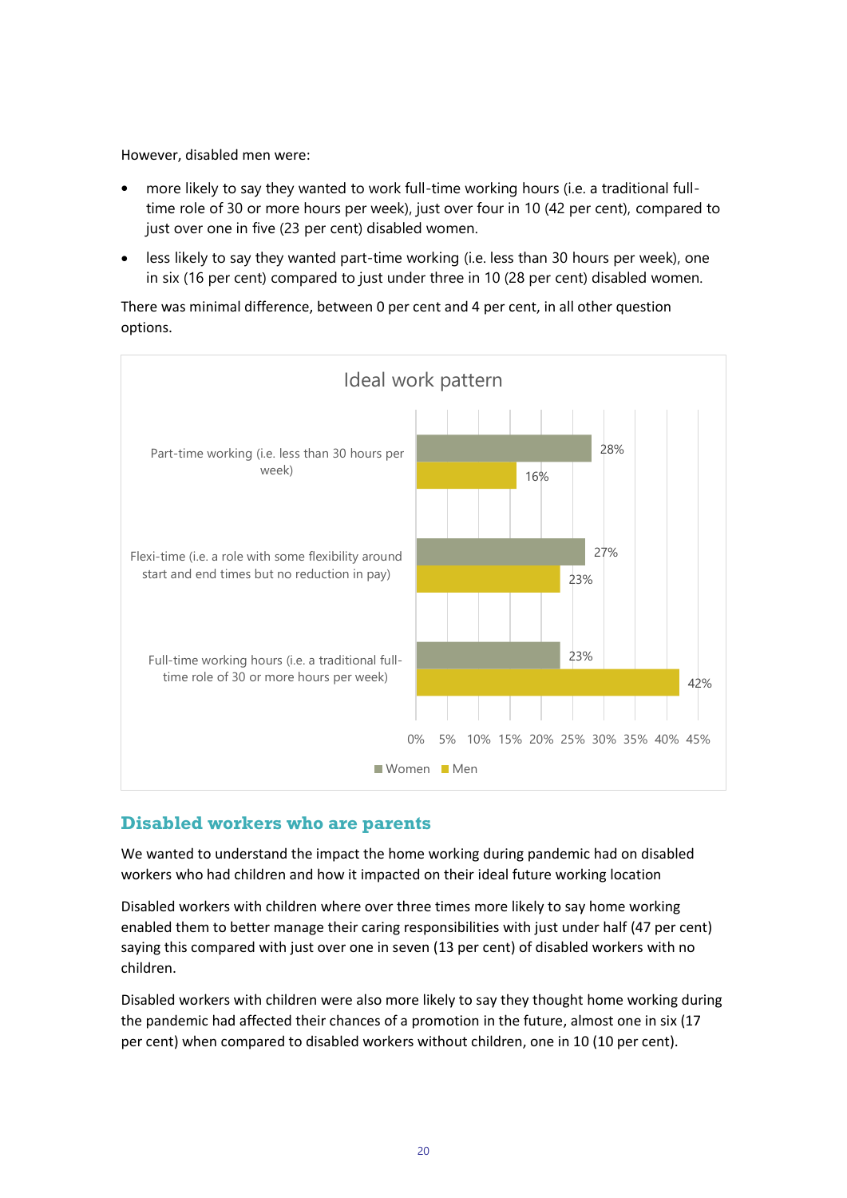However, disabled men were:

- more likely to say they wanted to work full-time working hours (i.e. a traditional full-time role of 30 or more hours per week), just over four in 10 (42 per cent), compared to just over one in five (23 per cent) disabled women.
- less likely to say they wanted part-time working (i.e. less than 30 hours per week), one in six (16 per cent) compared to just under three in 10 (28 per cent) disabled women.

There was minimal difference, between 0 per cent and 4 per cent, in all other question options.

**Ideal work pattern**

| | Women | Men |
|---|---|---|
| Part-time working (i.e. less than 30 hours per week) | 28% | 16% |
| Flexi-time (i.e. a role with some flexibility around start and end times but no reduction in pay) | 27% | 23% |
| Full-time working hours (i.e. a traditional full-time role of 30 or more hours per week) | 23% | 42% |

## Disabled workers who are parents

We wanted to understand the impact the home working during pandemic had on disabled workers who had children and how it impacted on their ideal future working location

Disabled workers with children where over three times more likely to say home working enabled them to better manage their caring responsibilities with just under half (47 per cent) saying this compared with just over one in seven (13 per cent) of disabled workers with no children.

Disabled workers with children were also more likely to say they thought home working during the pandemic had affected their chances of a promotion in the future, almost one in six (17 per cent) when compared to disabled workers without children, one in 10 (10 per cent).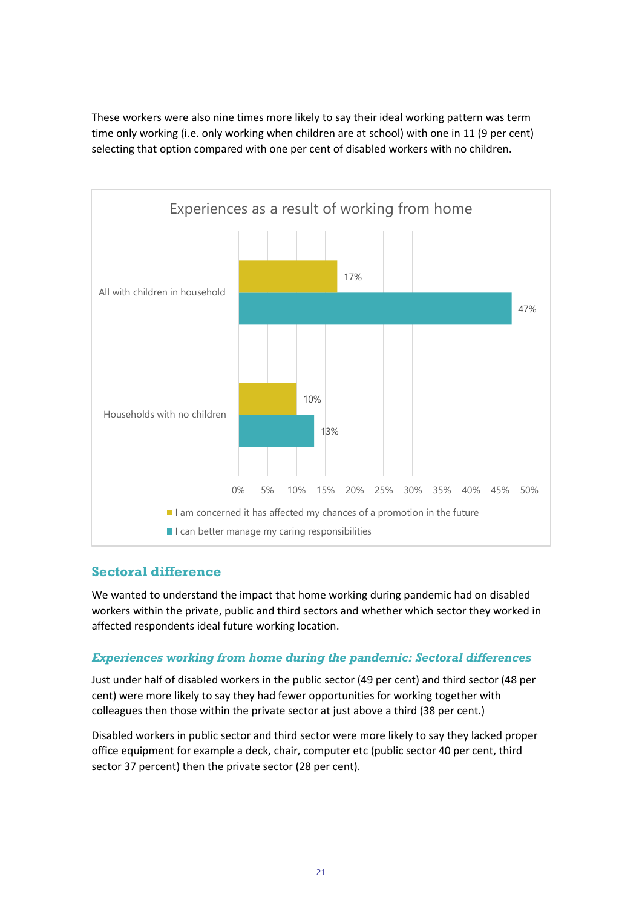These workers were also nine times more likely to say their ideal working pattern was term time only working (i.e. only working when children are at school) with one in 11 (9 per cent) selecting that option compared with one per cent of disabled workers with no children.

**Experiences as a result of working from home**

| | I am concerned it has affected my chances of a promotion in the future | I can better manage my caring responsibilities |
|---|---|---|
| All with children in household | 17% | 47% |
| Households with no children | 10% | 13% |

## Sectoral difference

We wanted to understand the impact that home working during pandemic had on disabled workers within the private, public and third sectors and whether which sector they worked in affected respondents ideal future working location.

### *Experiences working from home during the pandemic: Sectoral differences*

Just under half of disabled workers in the public sector (49 per cent) and third sector (48 per cent) were more likely to say they had fewer opportunities for working together with colleagues then those within the private sector at just above a third (38 per cent.)

Disabled workers in public sector and third sector were more likely to say they lacked proper office equipment for example a deck, chair, computer etc (public sector 40 per cent, third sector 37 percent) then the private sector (28 per cent).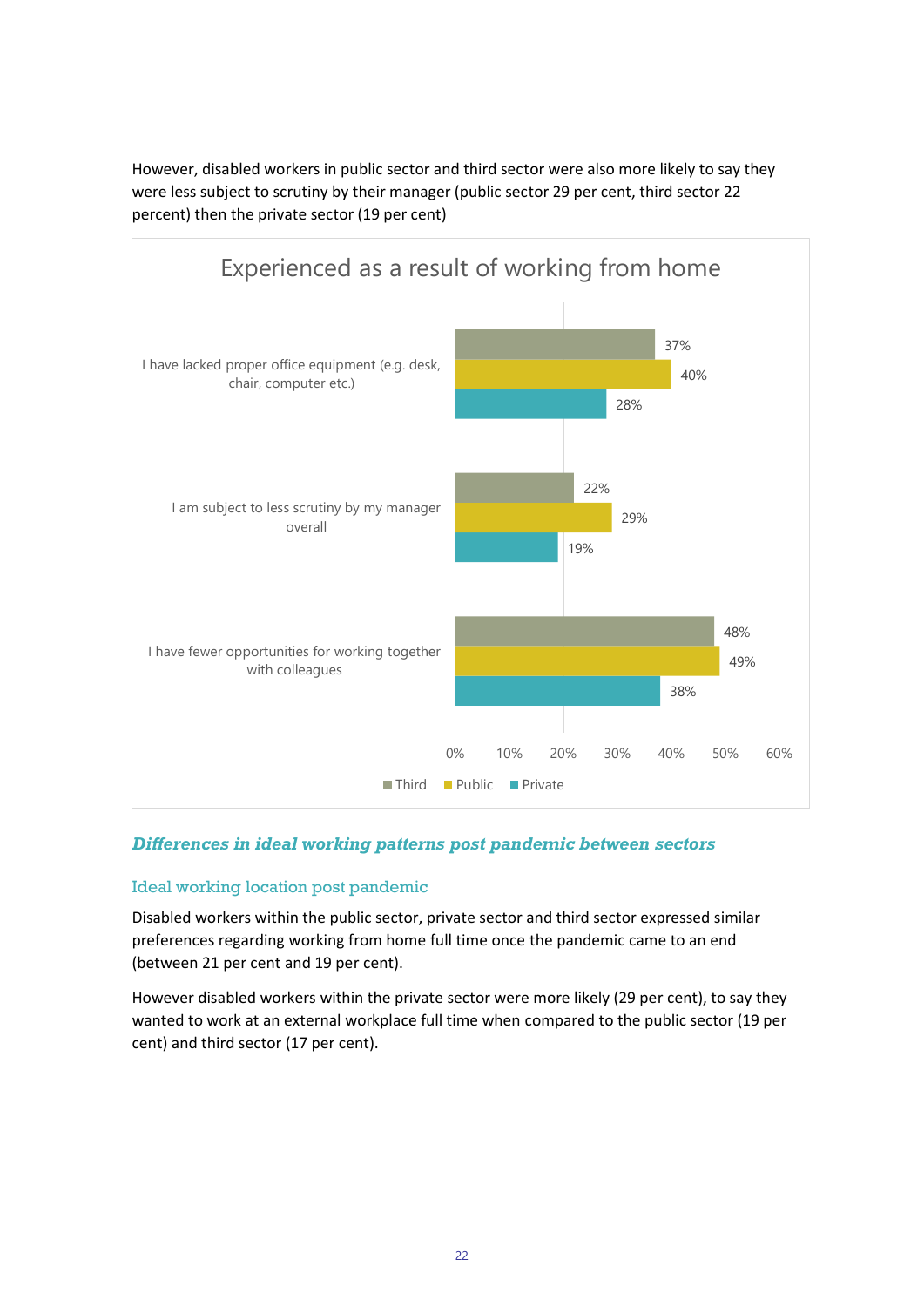However, disabled workers in public sector and third sector were also more likely to say they were less subject to scrutiny by their manager (public sector 29 per cent, third sector 22 percent) then the private sector (19 per cent)

**Experienced as a result of working from home**

| | Third | Public | Private |
|---|---|---|---|
| I have lacked proper office equipment (e.g. desk, chair, computer etc.) | 37% | 40% | 28% |
| I am subject to less scrutiny by my manager overall | 22% | 29% | 19% |
| I have fewer opportunities for working together with colleagues | 48% | 49% | 38% |

## *Differences in ideal working patterns post pandemic between sectors*

### Ideal working location post pandemic

Disabled workers within the public sector, private sector and third sector expressed similar preferences regarding working from home full time once the pandemic came to an end (between 21 per cent and 19 per cent).

However disabled workers within the private sector were more likely (29 per cent), to say they wanted to work at an external workplace full time when compared to the public sector (19 per cent) and third sector (17 per cent).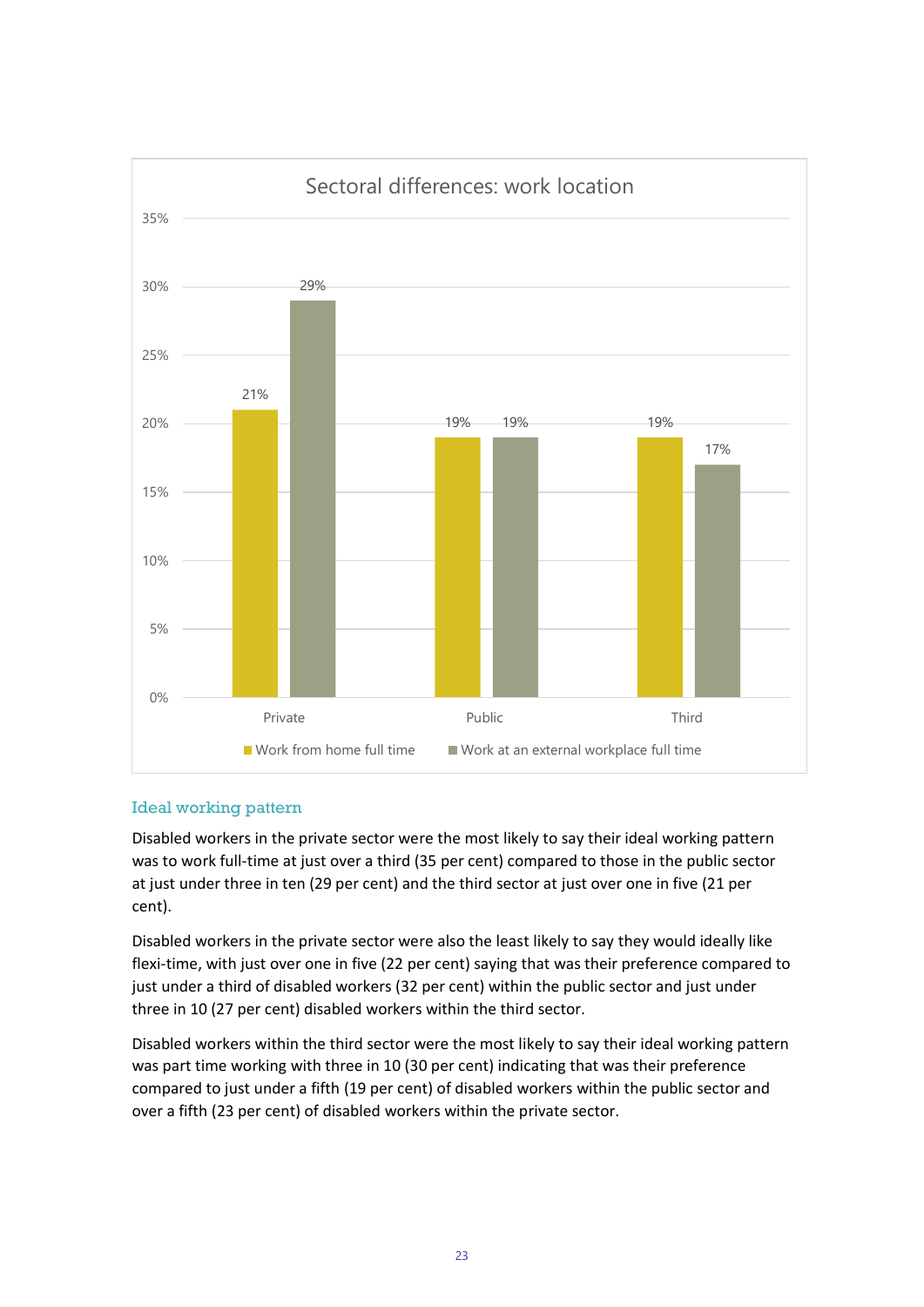Sectoral differences: work location

| | Work from home full time | Work at an external workplace full time |
|---|---|---|
| Private | 21% | 29% |
| Public | 19% | 19% |
| Third | 19% | 17% |

### Ideal working pattern

Disabled workers in the private sector were the most likely to say their ideal working pattern was to work full-time at just over a third (35 per cent) compared to those in the public sector at just under three in ten (29 per cent) and the third sector at just over one in five (21 per cent).

Disabled workers in the private sector were also the least likely to say they would ideally like flexi-time, with just over one in five (22 per cent) saying that was their preference compared to just under a third of disabled workers (32 per cent) within the public sector and just under three in 10 (27 per cent) disabled workers within the third sector.

Disabled workers within the third sector were the most likely to say their ideal working pattern was part time working with three in 10 (30 per cent) indicating that was their preference compared to just under a fifth (19 per cent) of disabled workers within the public sector and over a fifth (23 per cent) of disabled workers within the private sector.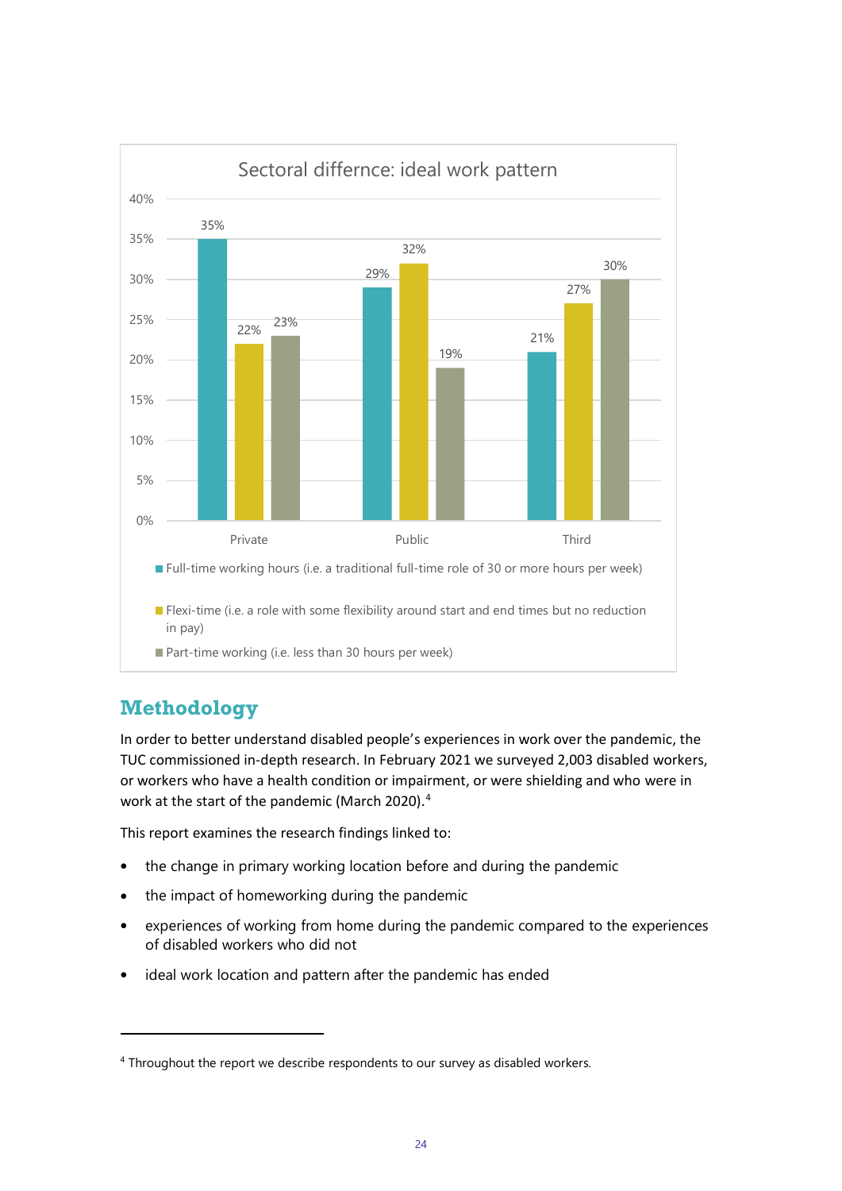Sectoral differnce: ideal work pattern

40%
35%
30%
25%
20%
15%
10%
5%
0%

Private: 35%, 22%, 23%
Public: 29%, 32%, 19%
Third: 21%, 27%, 30%

Full-time working hours (i.e. a traditional full-time role of 30 or more hours per week)

Flexi-time (i.e. a role with some flexibility around start and end times but no reduction in pay)

Part-time working (i.e. less than 30 hours per week)

## Methodology

In order to better understand disabled people's experiences in work over the pandemic, the TUC commissioned in-depth research. In February 2021 we surveyed 2,003 disabled workers, or workers who have a health condition or impairment, or were shielding and who were in work at the start of the pandemic (March 2020).[4]

This report examines the research findings linked to:

- the change in primary working location before and during the pandemic
- the impact of homeworking during the pandemic
- experiences of working from home during the pandemic compared to the experiences of disabled workers who did not
- ideal work location and pattern after the pandemic has ended

[4] Throughout the report we describe respondents to our survey as disabled workers.